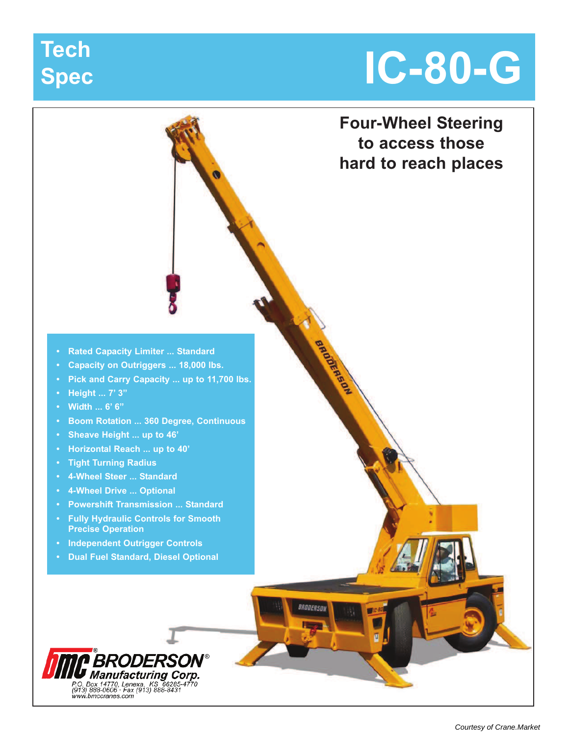# Tech Spec

# IC-80-G

## Four-Wheel Steering to access those hard to reach places

- Rated Capacity Limiter ... Standard
- Capacity on Outriggers ... 18,000 lbs.
- Pick and Carry Capacity ... up to 11,700 lbs.
- Height ... 7' 3"
- Width ... 6' 6"
- Boom Rotation ... 360 Degree, Continuous
- Sheave Height ... up to 46'
- Horizontal Reach ... up to 40'
- Tight Turning Radius
- 4-Wheel Steer ... Standard
- 4-Wheel Drive ... Optional
- Powershift Transmission ... Standard
- Fully Hydraulic Controls for Smooth Precise Operation
- Independent Outrigger Controls
- Dual Fuel Standard, Diesel Optional

**BMC BRODERSON® Manufacturing Corp.**
P.O. Box 14770, Lenexa, KS 66285-4770
(913) 888-0606 · Fax (913) 888-8431
www.bmccranes.com

*Courtesy of Crane.Market*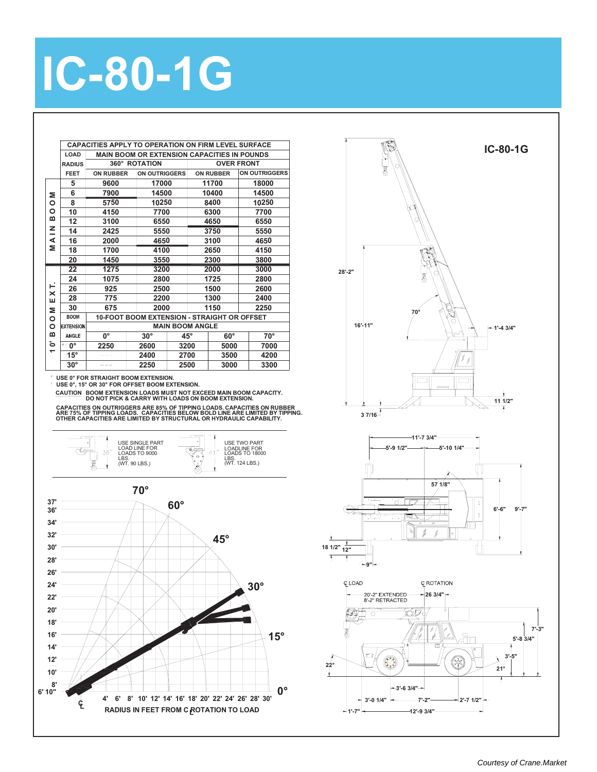# IC-80-1G

| | CAPACITIES APPLY TO OPERATION ON FIRM LEVEL SURFACE | | | | |
|---|---|---|---|---|---|
| | LOAD | MAIN BOOM OR EXTENSION CAPACITIES IN POUNDS | | | |
| | RADIUS | 360° ROTATION | | OVER FRONT | |
| | FEET | ON RUBBER | ON OUTRIGGERS | ON RUBBER | ON OUTRIGGERS |
| MAIN BOOM | 5 | 9600 | 17000 | 11700 | 18000 |
| | 6 | 7900 | 14500 | 10400 | 14500 |
| | 8 | 5750 | 10250 | 8400 | 10250 |
| | 10 | 4150 | 7700 | 6300 | 7700 |
| | 12 | 3100 | 6550 | 4650 | 6550 |
| | 14 | 2425 | 5550 | 3750 | 5550 |
| | 16 | 2000 | 4650 | 3100 | 4650 |
| | 18 | 1700 | 4100 | 2650 | 4150 |
| | 20 | 1450 | 3550 | 2300 | 3800 |
| 10' BOOM EXT. | 22 | 1275 | 3200 | 2000 | 3000 |
| | 24 | 1075 | 2800 | 1725 | 2800 |
| | 26 | 925 | 2500 | 1500 | 2600 |
| | 28 | 775 | 2200 | 1300 | 2400 |
| | 30 | 675 | 2000 | 1150 | 2250 |

| BOOM EXTENSION ANGLE | 10-FOOT BOOM EXTENSION - STRAIGHT OR OFFSET | | | | |
|---|---|---|---|---|---|
| | MAIN BOOM ANGLE | | | | |
| | 0° | 30° | 45° | 60° | 70° |
| 0° * † | 2250 | 2600 | 3200 | 5000 | 7000 |
| 15° | --- | 2400 | 2700 | 3500 | 4200 |
| 30° | --- | 2250 | 2500 | 3000 | 3300 |

\* USE 0° FOR STRAIGHT BOOM EXTENSION.
† USE 0°, 15° OR 30° FOR OFFSET BOOM EXTENSION.

**CAUTION** BOOM EXTENSION LOADS MUST NOT EXCEED MAIN BOOM CAPACITY. DO NOT PICK & CARRY WITH LOADS ON BOOM EXTENSION.

CAPACITIES ON OUTRIGGERS ARE 85% OF TIPPING LOADS. CAPACITIES ON RUBBER ARE 75% OF TIPPING LOADS. CAPACITIES BELOW BOLD LINE ARE LIMITED BY TIPPING. OTHER CAPACITIES ARE LIMITED BY STRUCTURAL OR HYDRAULIC CAPABILITY.

USE SINGLE PART LOAD LINE FOR LOADS TO 9000 LBS. (WT. 90 LBS.)

USE TWO PART LOADLINE FOR LOADS TO 18000 LBS. (WT. 124 LBS.)

RADIUS IN FEET FROM ℄ ROTATION TO LOAD

IC-80-1G

Courtesy of Crane.Market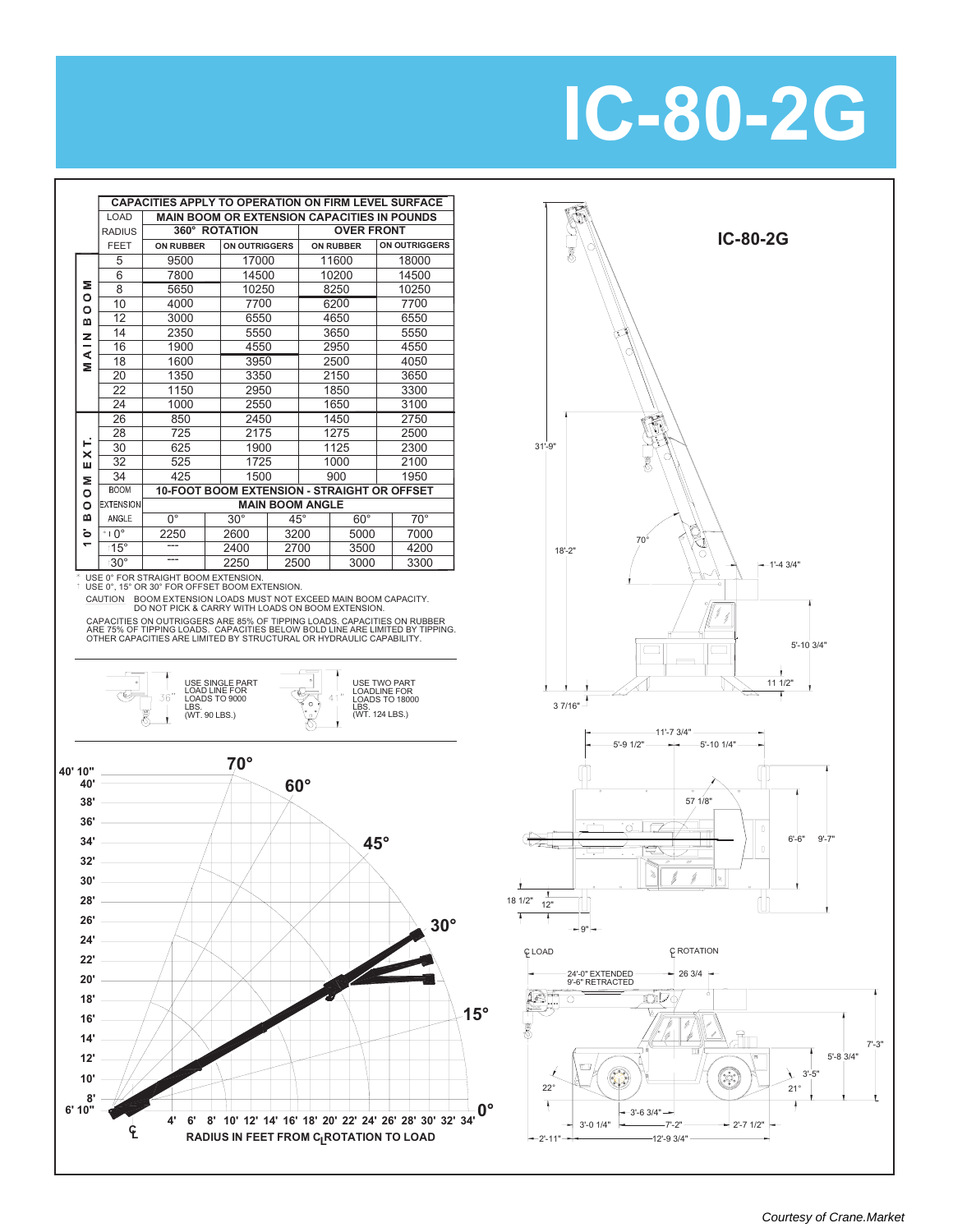# IC-80-2G

| | LOAD RADIUS FEET | CAPACITIES APPLY TO OPERATION ON FIRM LEVEL SURFACE | | | |
|---|---|---|---|---|---|
| | | MAIN BOOM OR EXTENSION CAPACITIES IN POUNDS | | | |
| | | 360° ROTATION | | OVER FRONT | |
| | | ON RUBBER | ON OUTRIGGERS | ON RUBBER | ON OUTRIGGERS |
| MAIN BOOM | 5 | 9500 | 17000 | 11600 | 18000 |
| | 6 | 7800 | 14500 | 10200 | 14500 |
| | 8 | 5650 | 10250 | 8250 | 10250 |
| | 10 | 4000 | 7700 | 6200 | 7700 |
| | 12 | 3000 | 6550 | 4650 | 6550 |
| | 14 | 2350 | 5550 | 3650 | 5550 |
| | 16 | 1900 | 4550 | 2950 | 4550 |
| | 18 | 1600 | 3950 | 2500 | 4050 |
| | 20 | 1350 | 3350 | 2150 | 3650 |
| | 22 | 1150 | 2950 | 1850 | 3300 |
| | 24 | 1000 | 2550 | 1650 | 3100 |
| 10' BOOM EXT. | 26 | 850 | 2450 | 1450 | 2750 |
| | 28 | 725 | 2175 | 1275 | 2500 |
| | 30 | 625 | 1900 | 1125 | 2300 |
| | 32 | 525 | 1725 | 1000 | 2100 |
| | 34 | 425 | 1500 | 900 | 1950 |

| BOOM EXTENSION ANGLE | 10-FOOT BOOM EXTENSION - STRAIGHT OR OFFSET | | | | |
|---|---|---|---|---|---|
| | MAIN BOOM ANGLE | | | | |
| | 0° | 30° | 45° | 60° | 70° |
| *† 0° | 2250 | 2600 | 3200 | 5000 | 7000 |
| † 15° | --- | 2400 | 2700 | 3500 | 4200 |
| † 30° | --- | 2250 | 2500 | 3000 | 3300 |

\* USE 0° FOR STRAIGHT BOOM EXTENSION.
† USE 0°, 15° OR 30° FOR OFFSET BOOM EXTENSION.

CAUTION BOOM EXTENSION LOADS MUST NOT EXCEED MAIN BOOM CAPACITY. DO NOT PICK & CARRY WITH LOADS ON BOOM EXTENSION.

CAPACITIES ON OUTRIGGERS ARE 85% OF TIPPING LOADS. CAPACITIES ON RUBBER ARE 75% OF TIPPING LOADS. CAPACITIES BELOW BOLD LINE ARE LIMITED BY TIPPING. OTHER CAPACITIES ARE LIMITED BY STRUCTURAL OR HYDRAULIC CAPABILITY.

USE SINGLE PART LOAD LINE FOR LOADS TO 9000 LBS. (WT. 90 LBS.)

USE TWO PART LOADLINE FOR LOADS TO 18000 LBS. (WT. 124 LBS.)

RADIUS IN FEET FROM ℄ ROTATION TO LOAD

## IC-80-2G

31'-9" · 18'-2" · 70° · 1'-4 3/4" · 5'-10 3/4" · 11 1/2" · 3 7/16" · 11'-7 3/4" · 5'-9 1/2" · 5'-10 1/4" · 57 1/8" · 6'-6" · 9'-7" · 18 1/2" · 12" · 9" · ℄ LOAD · ℄ ROTATION · 24'-0" EXTENDED · 9'-6" RETRACTED · 26 3/4 · 7'-3" · 5'-8 3/4" · 3'-5" · 22° · 21° · 3'-6 3/4" · 3'-0 1/4" · 7'-2" · 2'-7 1/2" · 2'-11" · 12'-9 3/4"

*Courtesy of Crane.Market*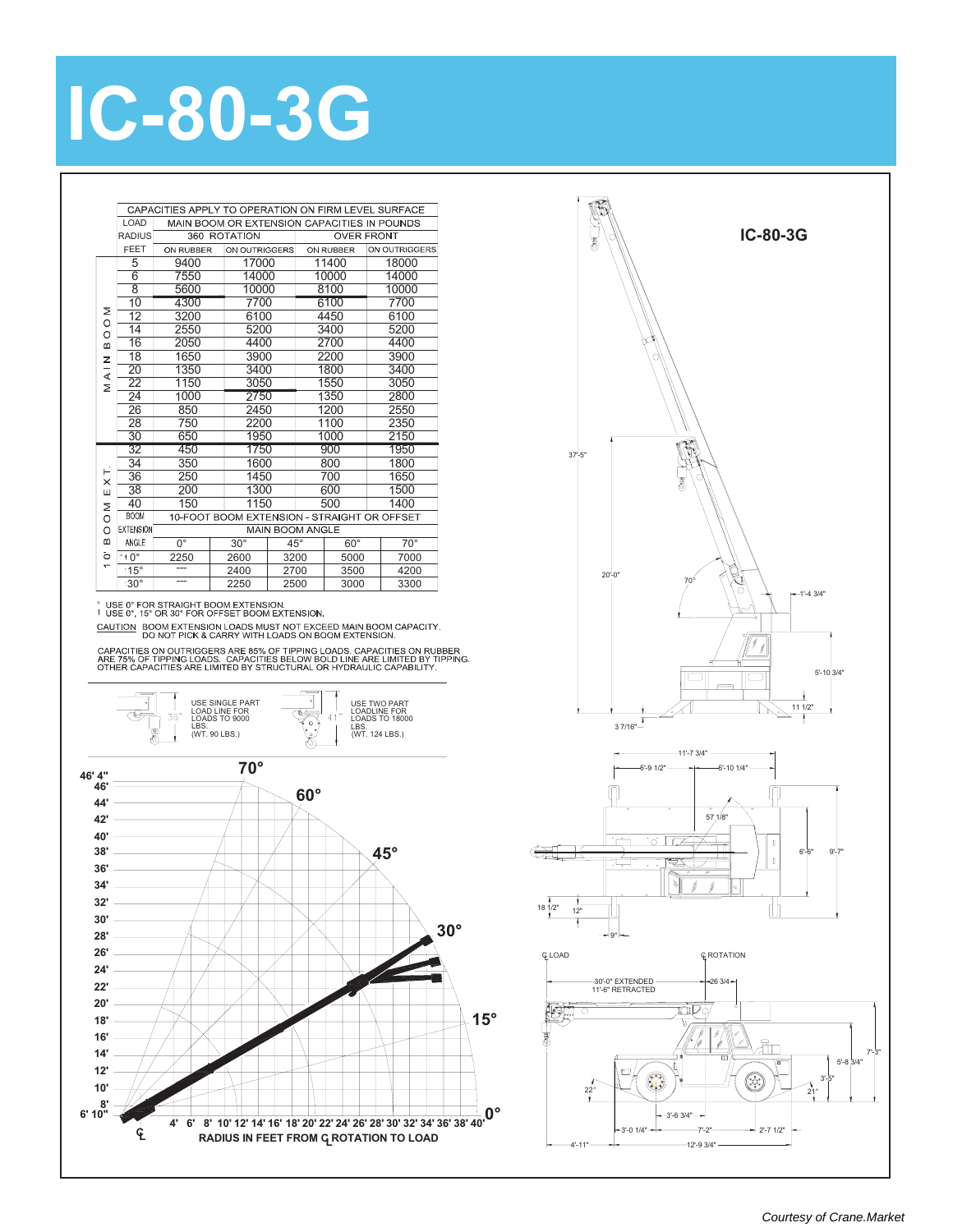# IC-80-3G

| CAPACITIES APPLY TO OPERATION ON FIRM LEVEL SURFACE | | | | | |
|---|---|---|---|---|---|
| | LOAD RADIUS | MAIN BOOM OR EXTENSION CAPACITIES IN POUNDS | | | |
| | | 360 ROTATION | | OVER FRONT | |
| | FEET | ON RUBBER | ON OUTRIGGERS | ON RUBBER | ON OUTRIGGERS |
| MAIN BOOM | 5 | 9400 | 17000 | 11400 | 18000 |
| | 6 | 7550 | 14000 | 10000 | 14000 |
| | 8 | 5600 | 10000 | 8100 | 10000 |
| | 10 | 4300 | 7700 | 6100 | 7700 |
| | 12 | 3200 | 6100 | 4450 | 6100 |
| | 14 | 2550 | 5200 | 3400 | 5200 |
| | 16 | 2050 | 4400 | 2700 | 4400 |
| | 18 | 1650 | 3900 | 2200 | 3900 |
| | 20 | 1350 | 3400 | 1800 | 3400 |
| | 22 | 1150 | 3050 | 1550 | 3050 |
| | 24 | 1000 | 2750 | 1350 | 2800 |
| | 26 | 850 | 2450 | 1200 | 2550 |
| | 28 | 750 | 2200 | 1100 | 2350 |
| | 30 | 650 | 1950 | 1000 | 2150 |
| 10' BOOM EXT. | 32 | 450 | 1750 | 900 | 1950 |
| | 34 | 350 | 1600 | 800 | 1800 |
| | 36 | 250 | 1450 | 700 | 1650 |
| | 38 | 200 | 1300 | 600 | 1500 |
| | 40 | 150 | 1150 | 500 | 1400 |

| BOOM EXTENSION | 10-FOOT BOOM EXTENSION - STRAIGHT OR OFFSET | | | | |
|---|---|---|---|---|---|
| | MAIN BOOM ANGLE | | | | |
| ANGLE | 0° | 30° | 45° | 60° | 70° |
| * † 0° | 2250 | 2600 | 3200 | 5000 | 7000 |
| † 15° | --- | 2400 | 2700 | 3500 | 4200 |
| † 30° | --- | 2250 | 2500 | 3000 | 3300 |

\* USE 0° FOR STRAIGHT BOOM EXTENSION.
† USE 0°, 15° OR 30° FOR OFFSET BOOM EXTENSION.

CAUTION: BOOM EXTENSION LOADS MUST NOT EXCEED MAIN BOOM CAPACITY. DO NOT PICK & CARRY WITH LOADS ON BOOM EXTENSION.

CAPACITIES ON OUTRIGGERS ARE 85% OF TIPPING LOADS. CAPACITIES ON RUBBER ARE 75% OF TIPPING LOADS. CAPACITIES BELOW BOLD LINE ARE LIMITED BY TIPPING. OTHER CAPACITIES ARE LIMITED BY STRUCTURAL OR HYDRAULIC CAPABILITY.

USE SINGLE PART LOAD LINE FOR LOADS TO 9000 LBS. (WT. 90 LBS.)

USE TWO PART LOADLINE FOR LOADS TO 18000 LBS. (WT. 124 LBS.)

RADIUS IN FEET FROM ℄ ROTATION TO LOAD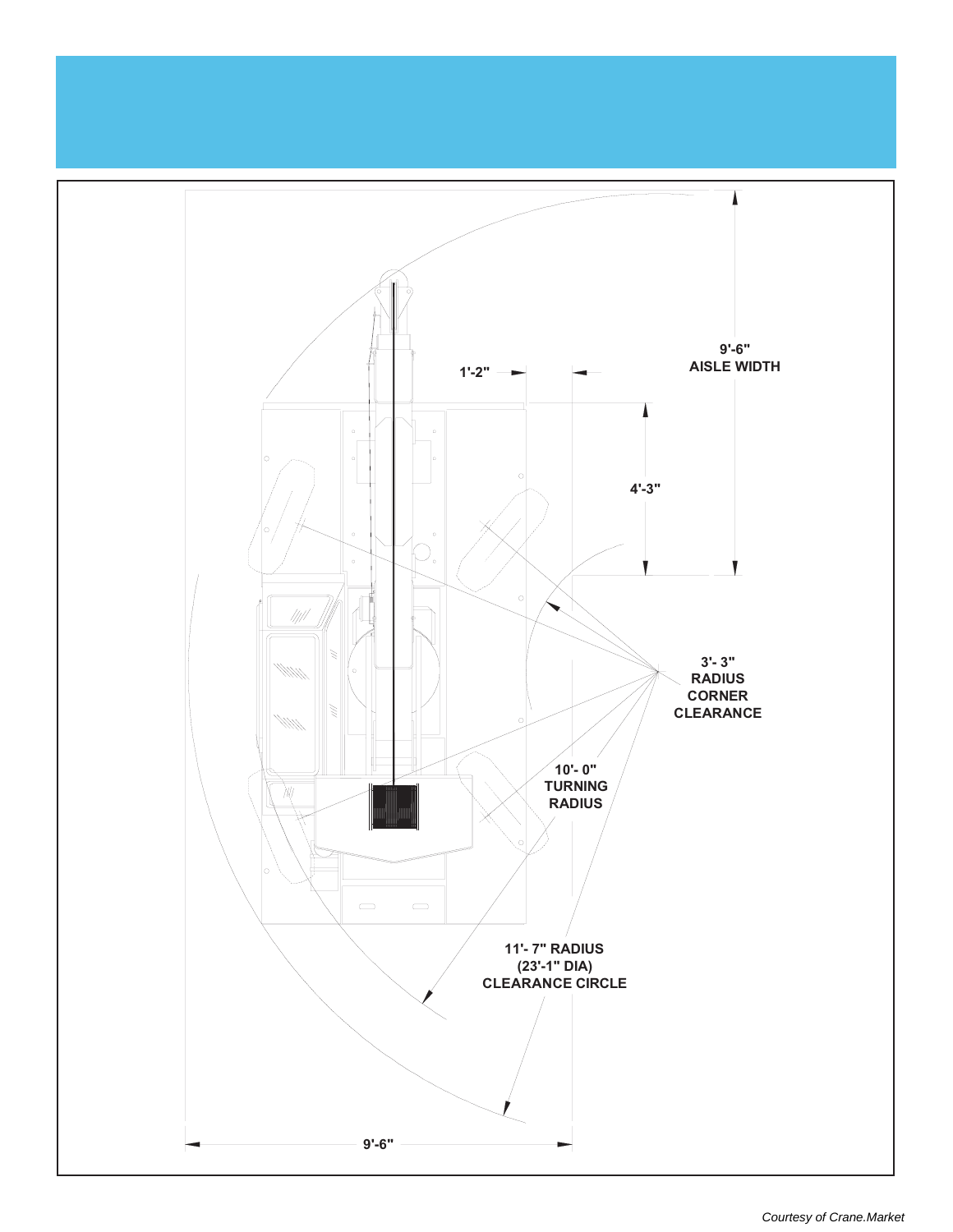9'-6"
AISLE WIDTH

1'-2"

4'-3"

3'- 3"
RADIUS
CORNER
CLEARANCE

10'- 0"
TURNING
RADIUS

11'- 7" RADIUS
(23'-1" DIA)
CLEARANCE CIRCLE

9'-6"

*Courtesy of Crane.Market*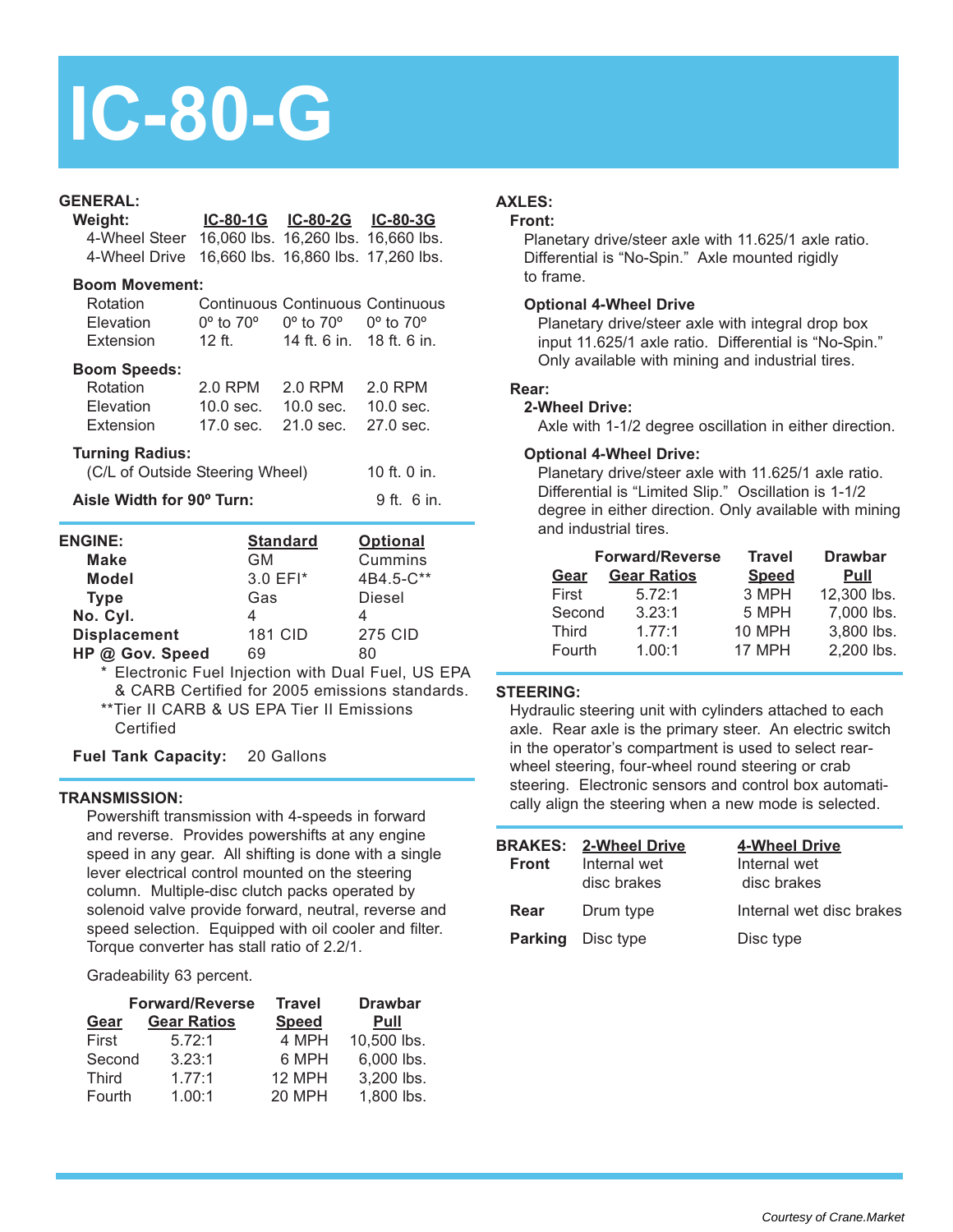# IC-80-G

## GENERAL:

**Weight:**

| | IC-80-1G | IC-80-2G | IC-80-3G |
|---|---|---|---|
| 4-Wheel Steer | 16,060 lbs. | 16,260 lbs. | 16,660 lbs. |
| 4-Wheel Drive | 16,660 lbs. | 16,860 lbs. | 17,260 lbs. |

**Boom Movement:**

| | | | |
|---|---|---|---|
| Rotation | Continuous | Continuous | Continuous |
| Elevation | 0º to 70º | 0º to 70º | 0º to 70º |
| Extension | 12 ft. | 14 ft. 6 in. | 18 ft. 6 in. |

**Boom Speeds:**

| | | | |
|---|---|---|---|
| Rotation | 2.0 RPM | 2.0 RPM | 2.0 RPM |
| Elevation | 10.0 sec. | 10.0 sec. | 10.0 sec. |
| Extension | 17.0 sec. | 21.0 sec. | 27.0 sec. |

**Turning Radius:**
(C/L of Outside Steering Wheel) 10 ft. 0 in.

**Aisle Width for 90º Turn:** 9 ft. 6 in.

## ENGINE:

| | Standard | Optional |
|---|---|---|
| Make | GM | Cummins |
| Model | 3.0 EFI* | 4B4.5-C** |
| Type | Gas | Diesel |
| No. Cyl. | 4 | 4 |
| Displacement | 181 CID | 275 CID |
| HP @ Gov. Speed | 69 | 80 |

\* Electronic Fuel Injection with Dual Fuel, US EPA & CARB Certified for 2005 emissions standards.

** Tier II CARB & US EPA Tier II Emissions Certified

**Fuel Tank Capacity:** 20 Gallons

## TRANSMISSION:

Powershift transmission with 4-speeds in forward and reverse. Provides powershifts at any engine speed in any gear. All shifting is done with a single lever electrical control mounted on the steering column. Multiple-disc clutch packs operated by solenoid valve provide forward, neutral, reverse and speed selection. Equipped with oil cooler and filter. Torque converter has stall ratio of 2.2/1.

Gradeability 63 percent.

| Gear | Forward/Reverse Gear Ratios | Travel Speed | Drawbar Pull |
|---|---|---|---|
| First | 5.72:1 | 4 MPH | 10,500 lbs. |
| Second | 3.23:1 | 6 MPH | 6,000 lbs. |
| Third | 1.77:1 | 12 MPH | 3,200 lbs. |
| Fourth | 1.00:1 | 20 MPH | 1,800 lbs. |

## AXLES:

**Front:**

Planetary drive/steer axle with 11.625/1 axle ratio. Differential is "No-Spin." Axle mounted rigidly to frame.

**Optional 4-Wheel Drive**

Planetary drive/steer axle with integral drop box input 11.625/1 axle ratio. Differential is "No-Spin." Only available with mining and industrial tires.

**Rear:**

**2-Wheel Drive:**

Axle with 1-1/2 degree oscillation in either direction.

**Optional 4-Wheel Drive:**

Planetary drive/steer axle with 11.625/1 axle ratio. Differential is "Limited Slip." Oscillation is 1-1/2 degree in either direction. Only available with mining and industrial tires.

| Gear | Forward/Reverse Gear Ratios | Travel Speed | Drawbar Pull |
|---|---|---|---|
| First | 5.72:1 | 3 MPH | 12,300 lbs. |
| Second | 3.23:1 | 5 MPH | 7,000 lbs. |
| Third | 1.77:1 | 10 MPH | 3,800 lbs. |
| Fourth | 1.00:1 | 17 MPH | 2,200 lbs. |

## STEERING:

Hydraulic steering unit with cylinders attached to each axle. Rear axle is the primary steer. An electric switch in the operator's compartment is used to select rear-wheel steering, four-wheel round steering or crab steering. Electronic sensors and control box automatically align the steering when a new mode is selected.

| BRAKES: | 2-Wheel Drive | 4-Wheel Drive |
|---|---|---|
| Front | Internal wet disc brakes | Internal wet disc brakes |
| Rear | Drum type | Internal wet disc brakes |
| Parking | Disc type | Disc type |

*Courtesy of Crane.Market*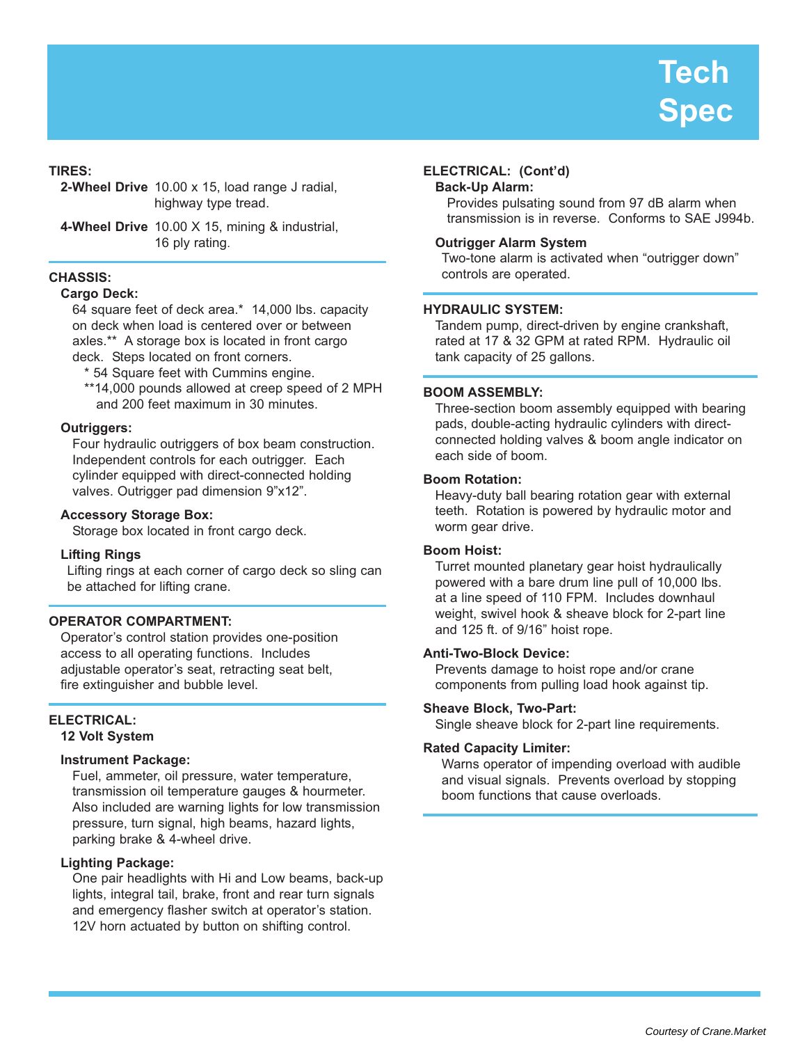# Tech Spec

## TIRES:

**2-Wheel Drive** 10.00 x 15, load range J radial, highway type tread.

**4-Wheel Drive** 10.00 X 15, mining & industrial, 16 ply rating.

## CHASSIS:

### Cargo Deck:

64 square feet of deck area.* 14,000 lbs. capacity on deck when load is centered over or between axles.** A storage box is located in front cargo deck. Steps located on front corners.

\* 54 Square feet with Cummins engine.

\*\*14,000 pounds allowed at creep speed of 2 MPH and 200 feet maximum in 30 minutes.

### Outriggers:

Four hydraulic outriggers of box beam construction. Independent controls for each outrigger. Each cylinder equipped with direct-connected holding valves. Outrigger pad dimension 9"x12".

### Accessory Storage Box:

Storage box located in front cargo deck.

### Lifting Rings

Lifting rings at each corner of cargo deck so sling can be attached for lifting crane.

## OPERATOR COMPARTMENT:

Operator's control station provides one-position access to all operating functions. Includes adjustable operator's seat, retracting seat belt, fire extinguisher and bubble level.

## ELECTRICAL:

### 12 Volt System

### Instrument Package:

Fuel, ammeter, oil pressure, water temperature, transmission oil temperature gauges & hourmeter. Also included are warning lights for low transmission pressure, turn signal, high beams, hazard lights, parking brake & 4-wheel drive.

### Lighting Package:

One pair headlights with Hi and Low beams, back-up lights, integral tail, brake, front and rear turn signals and emergency flasher switch at operator's station. 12V horn actuated by button on shifting control.

## ELECTRICAL: (Cont'd)

### Back-Up Alarm:

Provides pulsating sound from 97 dB alarm when transmission is in reverse. Conforms to SAE J994b.

### Outrigger Alarm System

Two-tone alarm is activated when "outrigger down" controls are operated.

## HYDRAULIC SYSTEM:

Tandem pump, direct-driven by engine crankshaft, rated at 17 & 32 GPM at rated RPM. Hydraulic oil tank capacity of 25 gallons.

## BOOM ASSEMBLY:

Three-section boom assembly equipped with bearing pads, double-acting hydraulic cylinders with direct-connected holding valves & boom angle indicator on each side of boom.

### Boom Rotation:

Heavy-duty ball bearing rotation gear with external teeth. Rotation is powered by hydraulic motor and worm gear drive.

### Boom Hoist:

Turret mounted planetary gear hoist hydraulically powered with a bare drum line pull of 10,000 lbs. at a line speed of 110 FPM. Includes downhaul weight, swivel hook & sheave block for 2-part line and 125 ft. of 9/16" hoist rope.

### Anti-Two-Block Device:

Prevents damage to hoist rope and/or crane components from pulling load hook against tip.

### Sheave Block, Two-Part:

Single sheave block for 2-part line requirements.

### Rated Capacity Limiter:

Warns operator of impending overload with audible and visual signals. Prevents overload by stopping boom functions that cause overloads.

*Courtesy of Crane.Market*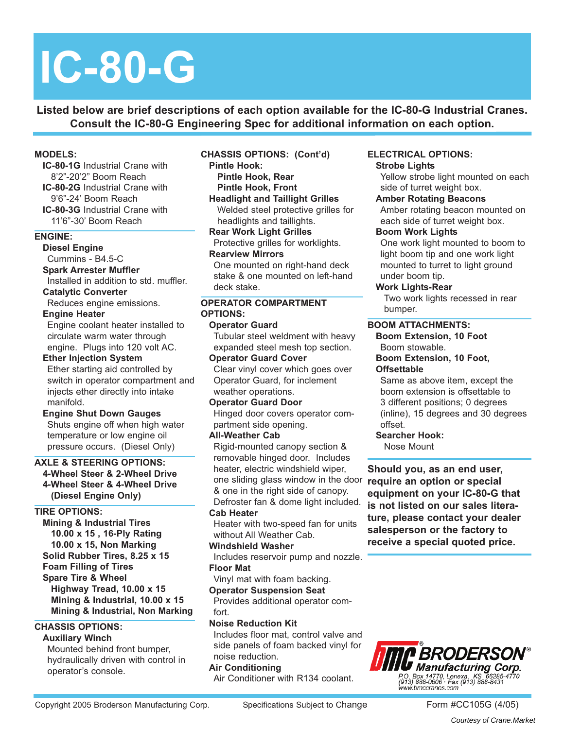# IC-80-G

**Listed below are brief descriptions of each option available for the IC-80-G Industrial Cranes. Consult the IC-80-G Engineering Spec for additional information on each option.**

## MODELS:

**IC-80-1G** Industrial Crane with 8'2"-20'2" Boom Reach
**IC-80-2G** Industrial Crane with 9'6"-24' Boom Reach
**IC-80-3G** Industrial Crane with 11'6"-30' Boom Reach

## ENGINE:

**Diesel Engine**
Cummins - B4.5-C

**Spark Arrester Muffler**
Installed in addition to std. muffler.

**Catalytic Converter**
Reduces engine emissions.

**Engine Heater**
Engine coolant heater installed to circulate warm water through engine. Plugs into 120 volt AC.

**Ether Injection System**
Ether starting aid controlled by switch in operator compartment and injects ether directly into intake manifold.

**Engine Shut Down Gauges**
Shuts engine off when high water temperature or low engine oil pressure occurs. (Diesel Only)

## AXLE & STEERING OPTIONS:

**4-Wheel Steer & 2-Wheel Drive**
**4-Wheel Steer & 4-Wheel Drive (Diesel Engine Only)**

## TIRE OPTIONS:

**Mining & Industrial Tires**
- **10.00 x 15 , 16-Ply Rating**
- **10.00 x 15, Non Marking**

**Solid Rubber Tires, 8.25 x 15**
**Foam Filling of Tires**
**Spare Tire & Wheel**
- **Highway Tread, 10.00 x 15**
- **Mining & Industrial, 10.00 x 15**
- **Mining & Industrial, Non Marking**

## CHASSIS OPTIONS:

**Auxiliary Winch**
Mounted behind front bumper, hydraulically driven with control in operator's console.

## CHASSIS OPTIONS: (Cont'd)

**Pintle Hook:**
- **Pintle Hook, Rear**
- **Pintle Hook, Front**

**Headlight and Taillight Grilles**
Welded steel protective grilles for headlights and taillights.

**Rear Work Light Grilles**
Protective grilles for worklights.

**Rearview Mirrors**
One mounted on right-hand deck stake & one mounted on left-hand deck stake.

## OPERATOR COMPARTMENT OPTIONS:

**Operator Guard**
Tubular steel weldment with heavy expanded steel mesh top section.

**Operator Guard Cover**
Clear vinyl cover which goes over Operator Guard, for inclement weather operations.

**Operator Guard Door**
Hinged door covers operator compartment side opening.

**All-Weather Cab**
Rigid-mounted canopy section & removable hinged door. Includes heater, electric windshield wiper, one sliding glass window in the door & one in the right side of canopy. Defroster fan & dome light included.

**Cab Heater**
Heater with two-speed fan for units without All Weather Cab.

**Windshield Washer**
Includes reservoir pump and nozzle.

**Floor Mat**
Vinyl mat with foam backing.

**Operator Suspension Seat**
Provides additional operator comfort.

**Noise Reduction Kit**
Includes floor mat, control valve and side panels of foam backed vinyl for noise reduction.

**Air Conditioning**
Air Conditioner with R134 coolant.

## ELECTRICAL OPTIONS:

**Strobe Lights**
Yellow strobe light mounted on each side of turret weight box.

**Amber Rotating Beacons**
Amber rotating beacon mounted on each side of turret weight box.

**Boom Work Lights**
One work light mounted to boom to light boom tip and one work light mounted to turret to light ground under boom tip.

**Work Lights-Rear**
Two work lights recessed in rear bumper.

## BOOM ATTACHMENTS:

**Boom Extension, 10 Foot**
Boom stowable.

**Boom Extension, 10 Foot, Offsettable**
Same as above item, except the boom extension is offsettable to 3 different positions; 0 degrees (inline), 15 degrees and 30 degrees offset.

**Searcher Hook:**
Nose Mount

**Should you, as an end user, require an option or special equipment on your IC-80-G that is not listed on our sales literature, please contact your dealer salesperson or the factory to receive a special quoted price.**

BMC BRODERSON® Manufacturing Corp.
P.O. Box 14770, Lenexa, KS 66285-4770
(913) 888-0606 · Fax (913) 888-8431
www.bmccranes.com

Copyright 2005 Broderson Manufacturing Corp. Specifications Subject to Change Form #CC105G (4/05)

*Courtesy of Crane.Market*